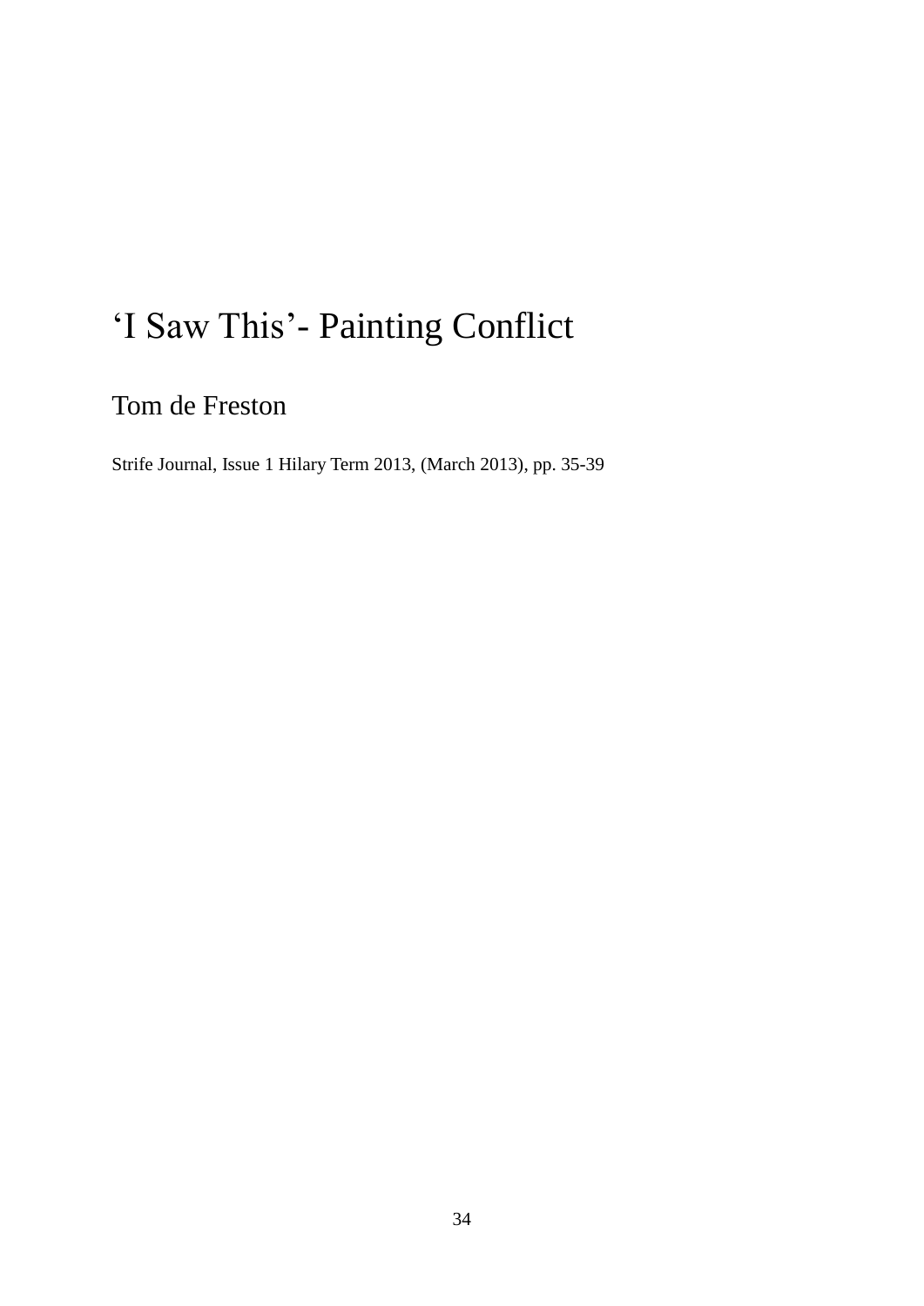# ‘I Saw This’- Painting Conflict

## Tom de Freston

Strife Journal, Issue 1 Hilary Term 2013, (March 2013), pp. 35-39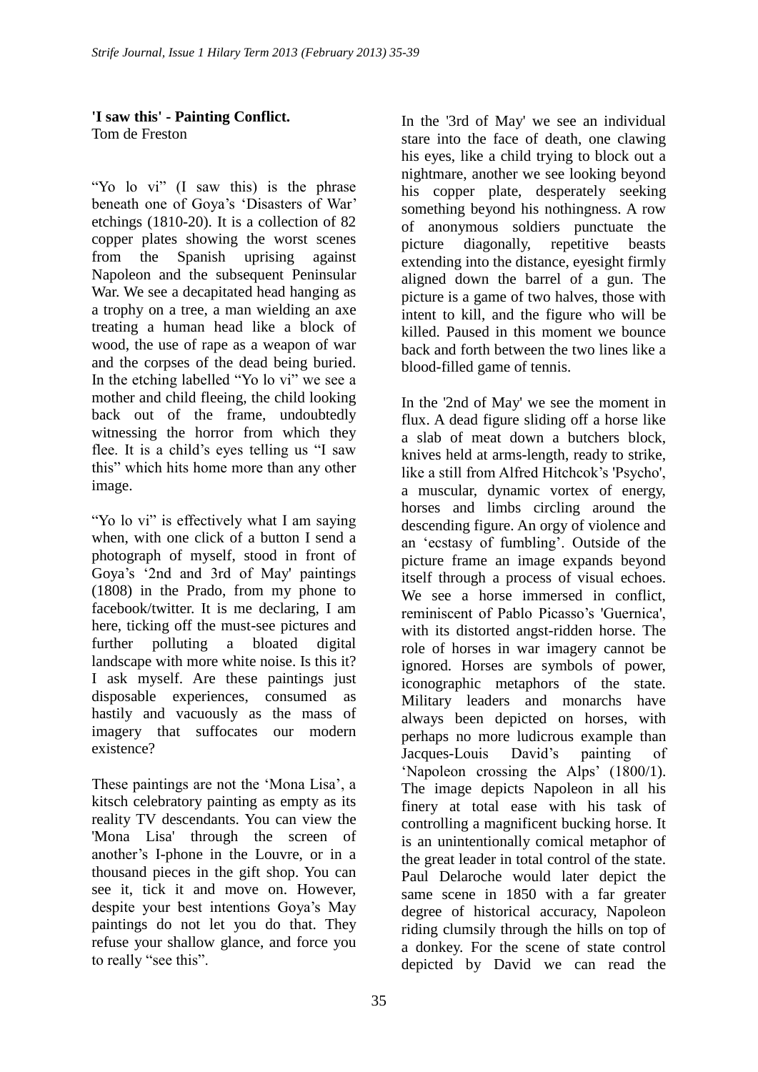**'I saw this' - Painting Conflict.**
Tom de Freston

"Yo lo vi" (I saw this) is the phrase beneath one of Goya's 'Disasters of War' etchings (1810-20). It is a collection of 82 copper plates showing the worst scenes from the Spanish uprising against Napoleon and the subsequent Peninsular War. We see a decapitated head hanging as a trophy on a tree, a man wielding an axe treating a human head like a block of wood, the use of rape as a weapon of war and the corpses of the dead being buried. In the etching labelled "Yo lo vi" we see a mother and child fleeing, the child looking back out of the frame, undoubtedly witnessing the horror from which they flee. It is a child's eyes telling us "I saw this" which hits home more than any other image.

"Yo lo vi" is effectively what I am saying when, with one click of a button I send a photograph of myself, stood in front of Goya's '2nd and 3rd of May' paintings (1808) in the Prado, from my phone to facebook/twitter. It is me declaring, I am here, ticking off the must-see pictures and further polluting a bloated digital landscape with more white noise. Is this it? I ask myself. Are these paintings just disposable experiences, consumed as hastily and vacuously as the mass of imagery that suffocates our modern existence?

These paintings are not the 'Mona Lisa', a kitsch celebratory painting as empty as its reality TV descendants. You can view the 'Mona Lisa' through the screen of another's I-phone in the Louvre, or in a thousand pieces in the gift shop. You can see it, tick it and move on. However, despite your best intentions Goya's May paintings do not let you do that. They refuse your shallow glance, and force you to really "see this".

In the '3rd of May' we see an individual stare into the face of death, one clawing his eyes, like a child trying to block out a nightmare, another we see looking beyond his copper plate, desperately seeking something beyond his nothingness. A row of anonymous soldiers punctuate the picture diagonally, repetitive beasts extending into the distance, eyesight firmly aligned down the barrel of a gun. The picture is a game of two halves, those with intent to kill, and the figure who will be killed. Paused in this moment we bounce back and forth between the two lines like a blood-filled game of tennis.

In the '2nd of May' we see the moment in flux. A dead figure sliding off a horse like a slab of meat down a butchers block, knives held at arms-length, ready to strike, like a still from Alfred Hitchcok's 'Psycho', a muscular, dynamic vortex of energy, horses and limbs circling around the descending figure. An orgy of violence and an 'ecstasy of fumbling'. Outside of the picture frame an image expands beyond itself through a process of visual echoes. We see a horse immersed in conflict, reminiscent of Pablo Picasso's 'Guernica', with its distorted angst-ridden horse. The role of horses in war imagery cannot be ignored. Horses are symbols of power, iconographic metaphors of the state. Military leaders and monarchs have always been depicted on horses, with perhaps no more ludicrous example than Jacques-Louis David's painting of 'Napoleon crossing the Alps' (1800/1). The image depicts Napoleon in all his finery at total ease with his task of controlling a magnificent bucking horse. It is an unintentionally comical metaphor of the great leader in total control of the state. Paul Delaroche would later depict the same scene in 1850 with a far greater degree of historical accuracy, Napoleon riding clumsily through the hills on top of a donkey. For the scene of state control depicted by David we can read the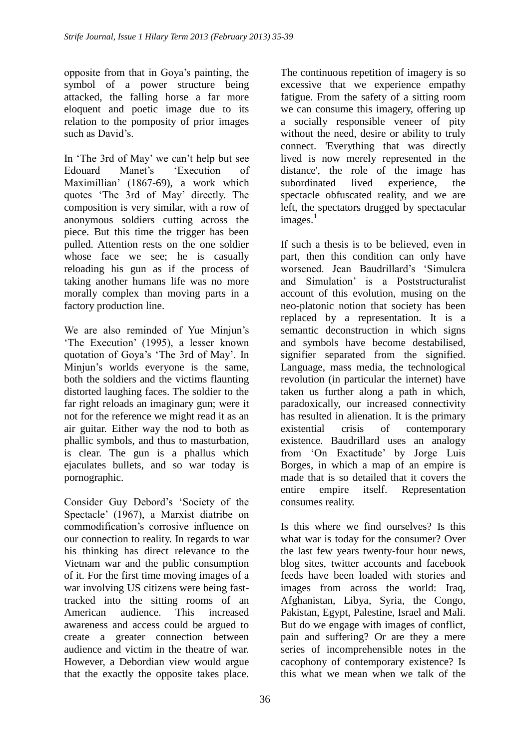opposite from that in Goya's painting, the symbol of a power structure being attacked, the falling horse a far more eloquent and poetic image due to its relation to the pomposity of prior images such as David's.

In 'The 3rd of May' we can't help but see Edouard Manet's 'Execution of Maximillian' (1867-69), a work which quotes 'The 3rd of May' directly. The composition is very similar, with a row of anonymous soldiers cutting across the piece. But this time the trigger has been pulled. Attention rests on the one soldier whose face we see; he is casually reloading his gun as if the process of taking another humans life was no more morally complex than moving parts in a factory production line.

We are also reminded of Yue Minjun's 'The Execution' (1995), a lesser known quotation of Goya's 'The 3rd of May'. In Minjun's worlds everyone is the same, both the soldiers and the victims flaunting distorted laughing faces. The soldier to the far right reloads an imaginary gun; were it not for the reference we might read it as an air guitar. Either way the nod to both as phallic symbols, and thus to masturbation, is clear. The gun is a phallus which ejaculates bullets, and so war today is pornographic.

Consider Guy Debord's 'Society of the Spectacle' (1967), a Marxist diatribe on commodification's corrosive influence on our connection to reality. In regards to war his thinking has direct relevance to the Vietnam war and the public consumption of it. For the first time moving images of a war involving US citizens were being fast-tracked into the sitting rooms of an American audience. This increased awareness and access could be argued to create a greater connection between audience and victim in the theatre of war. However, a Debordian view would argue that the exactly the opposite takes place. The continuous repetition of imagery is so excessive that we experience empathy fatigue. From the safety of a sitting room we can consume this imagery, offering up a socially responsible veneer of pity without the need, desire or ability to truly connect. 'Everything that was directly lived is now merely represented in the distance', the role of the image has subordinated lived experience, the spectacle obfuscated reality, and we are left, the spectators drugged by spectacular images.[1]

If such a thesis is to be believed, even in part, then this condition can only have worsened. Jean Baudrillard's 'Simulcra and Simulation' is a Poststructuralist account of this evolution, musing on the neo-platonic notion that society has been replaced by a representation. It is a semantic deconstruction in which signs and symbols have become destabilised, signifier separated from the signified. Language, mass media, the technological revolution (in particular the internet) have taken us further along a path in which, paradoxically, our increased connectivity has resulted in alienation. It is the primary existential crisis of contemporary existence. Baudrillard uses an analogy from 'On Exactitude' by Jorge Luis Borges, in which a map of an empire is made that is so detailed that it covers the entire empire itself. Representation consumes reality.

Is this where we find ourselves? Is this what war is today for the consumer? Over the last few years twenty-four hour news, blog sites, twitter accounts and facebook feeds have been loaded with stories and images from across the world: Iraq, Afghanistan, Libya, Syria, the Congo, Pakistan, Egypt, Palestine, Israel and Mali. But do we engage with images of conflict, pain and suffering? Or are they a mere series of incomprehensible notes in the cacophony of contemporary existence? Is this what we mean when we talk of the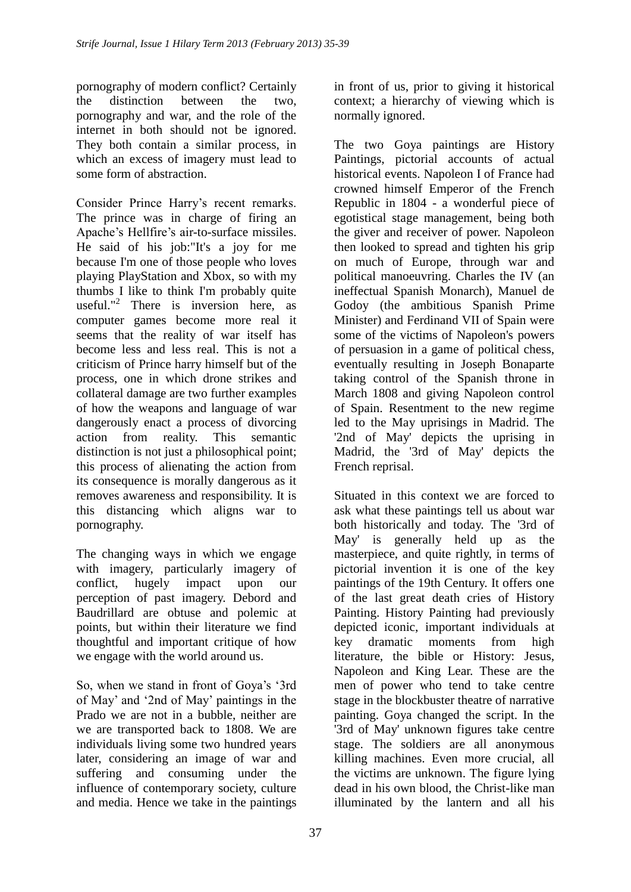pornography of modern conflict? Certainly the distinction between the two, pornography and war, and the role of the internet in both should not be ignored. They both contain a similar process, in which an excess of imagery must lead to some form of abstraction.

Consider Prince Harry's recent remarks. The prince was in charge of firing an Apache's Hellfire's air-to-surface missiles. He said of his job:"It's a joy for me because I'm one of those people who loves playing PlayStation and Xbox, so with my thumbs I like to think I'm probably quite useful."[2] There is inversion here, as computer games become more real it seems that the reality of war itself has become less and less real. This is not a criticism of Prince harry himself but of the process, one in which drone strikes and collateral damage are two further examples of how the weapons and language of war dangerously enact a process of divorcing action from reality. This semantic distinction is not just a philosophical point; this process of alienating the action from its consequence is morally dangerous as it removes awareness and responsibility. It is this distancing which aligns war to pornography.

The changing ways in which we engage with imagery, particularly imagery of conflict, hugely impact upon our perception of past imagery. Debord and Baudrillard are obtuse and polemic at points, but within their literature we find thoughtful and important critique of how we engage with the world around us.

So, when we stand in front of Goya's '3rd of May' and '2nd of May' paintings in the Prado we are not in a bubble, neither are we are transported back to 1808. We are individuals living some two hundred years later, considering an image of war and suffering and consuming under the influence of contemporary society, culture and media. Hence we take in the paintings in front of us, prior to giving it historical context; a hierarchy of viewing which is normally ignored.

The two Goya paintings are History Paintings, pictorial accounts of actual historical events. Napoleon I of France had crowned himself Emperor of the French Republic in 1804 - a wonderful piece of egotistical stage management, being both the giver and receiver of power. Napoleon then looked to spread and tighten his grip on much of Europe, through war and political manoeuvring. Charles the IV (an ineffectual Spanish Monarch), Manuel de Godoy (the ambitious Spanish Prime Minister) and Ferdinand VII of Spain were some of the victims of Napoleon's powers of persuasion in a game of political chess, eventually resulting in Joseph Bonaparte taking control of the Spanish throne in March 1808 and giving Napoleon control of Spain. Resentment to the new regime led to the May uprisings in Madrid. The '2nd of May' depicts the uprising in Madrid, the '3rd of May' depicts the French reprisal.

Situated in this context we are forced to ask what these paintings tell us about war both historically and today. The '3rd of May' is generally held up as the masterpiece, and quite rightly, in terms of pictorial invention it is one of the key paintings of the 19th Century. It offers one of the last great death cries of History Painting. History Painting had previously depicted iconic, important individuals at key dramatic moments from high literature, the bible or History: Jesus, Napoleon and King Lear. These are the men of power who tend to take centre stage in the blockbuster theatre of narrative painting. Goya changed the script. In the '3rd of May' unknown figures take centre stage. The soldiers are all anonymous killing machines. Even more crucial, all the victims are unknown. The figure lying dead in his own blood, the Christ-like man illuminated by the lantern and all his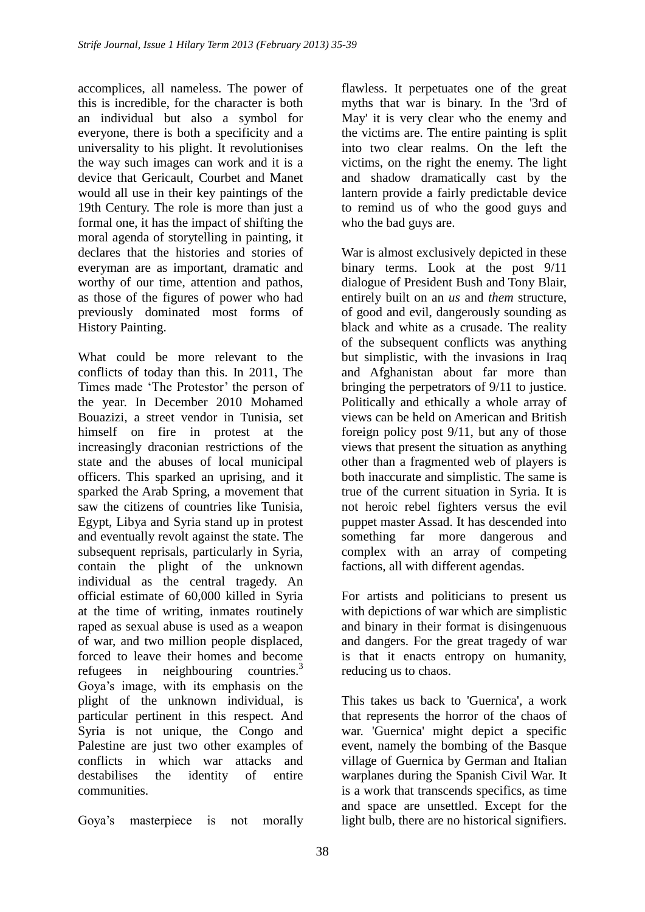accomplices, all nameless. The power of this is incredible, for the character is both an individual but also a symbol for everyone, there is both a specificity and a universality to his plight. It revolutionises the way such images can work and it is a device that Gericault, Courbet and Manet would all use in their key paintings of the 19th Century. The role is more than just a formal one, it has the impact of shifting the moral agenda of storytelling in painting, it declares that the histories and stories of everyman are as important, dramatic and worthy of our time, attention and pathos, as those of the figures of power who had previously dominated most forms of History Painting.

What could be more relevant to the conflicts of today than this. In 2011, The Times made 'The Protestor' the person of the year. In December 2010 Mohamed Bouazizi, a street vendor in Tunisia, set himself on fire in protest at the increasingly draconian restrictions of the state and the abuses of local municipal officers. This sparked an uprising, and it sparked the Arab Spring, a movement that saw the citizens of countries like Tunisia, Egypt, Libya and Syria stand up in protest and eventually revolt against the state. The subsequent reprisals, particularly in Syria, contain the plight of the unknown individual as the central tragedy. An official estimate of 60,000 killed in Syria at the time of writing, inmates routinely raped as sexual abuse is used as a weapon of war, and two million people displaced, forced to leave their homes and become refugees in neighbouring countries.[3] Goya's image, with its emphasis on the plight of the unknown individual, is particular pertinent in this respect. And Syria is not unique, the Congo and Palestine are just two other examples of conflicts in which war attacks and destabilises the identity of entire communities.

Goya's masterpiece is not morally flawless. It perpetuates one of the great myths that war is binary. In the '3rd of May' it is very clear who the enemy and the victims are. The entire painting is split into two clear realms. On the left the victims, on the right the enemy. The light and shadow dramatically cast by the lantern provide a fairly predictable device to remind us of who the good guys and who the bad guys are.

War is almost exclusively depicted in these binary terms. Look at the post 9/11 dialogue of President Bush and Tony Blair, entirely built on an *us* and *them* structure, of good and evil, dangerously sounding as black and white as a crusade. The reality of the subsequent conflicts was anything but simplistic, with the invasions in Iraq and Afghanistan about far more than bringing the perpetrators of 9/11 to justice. Politically and ethically a whole array of views can be held on American and British foreign policy post 9/11, but any of those views that present the situation as anything other than a fragmented web of players is both inaccurate and simplistic. The same is true of the current situation in Syria. It is not heroic rebel fighters versus the evil puppet master Assad. It has descended into something far more dangerous and complex with an array of competing factions, all with different agendas.

For artists and politicians to present us with depictions of war which are simplistic and binary in their format is disingenuous and dangers. For the great tragedy of war is that it enacts entropy on humanity, reducing us to chaos.

This takes us back to 'Guernica', a work that represents the horror of the chaos of war. 'Guernica' might depict a specific event, namely the bombing of the Basque village of Guernica by German and Italian warplanes during the Spanish Civil War. It is a work that transcends specifics, as time and space are unsettled. Except for the light bulb, there are no historical signifiers.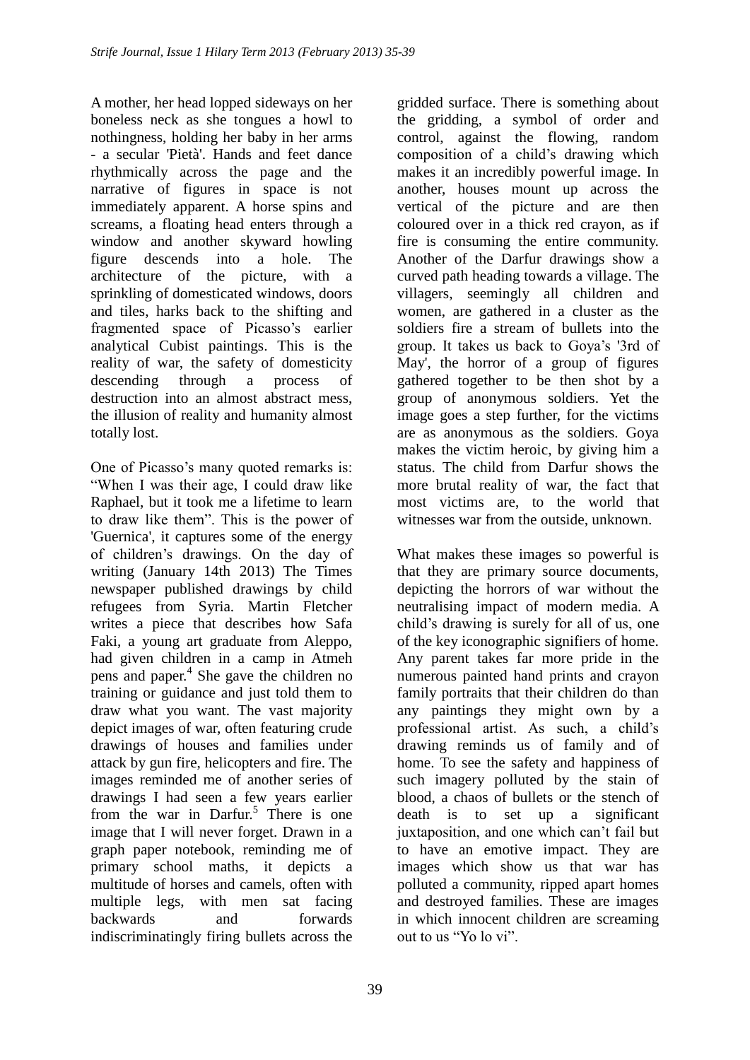A mother, her head lopped sideways on her boneless neck as she tongues a howl to nothingness, holding her baby in her arms - a secular 'Pietà'. Hands and feet dance rhythmically across the page and the narrative of figures in space is not immediately apparent. A horse spins and screams, a floating head enters through a window and another skyward howling figure descends into a hole. The architecture of the picture, with a sprinkling of domesticated windows, doors and tiles, harks back to the shifting and fragmented space of Picasso's earlier analytical Cubist paintings. This is the reality of war, the safety of domesticity descending through a process of destruction into an almost abstract mess, the illusion of reality and humanity almost totally lost.

One of Picasso's many quoted remarks is: "When I was their age, I could draw like Raphael, but it took me a lifetime to learn to draw like them". This is the power of 'Guernica', it captures some of the energy of children's drawings. On the day of writing (January 14th 2013) The Times newspaper published drawings by child refugees from Syria. Martin Fletcher writes a piece that describes how Safa Faki, a young art graduate from Aleppo, had given children in a camp in Atmeh pens and paper.[4] She gave the children no training or guidance and just told them to draw what you want. The vast majority depict images of war, often featuring crude drawings of houses and families under attack by gun fire, helicopters and fire. The images reminded me of another series of drawings I had seen a few years earlier from the war in Darfur.[5] There is one image that I will never forget. Drawn in a graph paper notebook, reminding me of primary school maths, it depicts a multitude of horses and camels, often with multiple legs, with men sat facing backwards and forwards indiscriminatingly firing bullets across the gridded surface. There is something about the gridding, a symbol of order and control, against the flowing, random composition of a child's drawing which makes it an incredibly powerful image. In another, houses mount up across the vertical of the picture and are then coloured over in a thick red crayon, as if fire is consuming the entire community. Another of the Darfur drawings show a curved path heading towards a village. The villagers, seemingly all children and women, are gathered in a cluster as the soldiers fire a stream of bullets into the group. It takes us back to Goya's '3rd of May', the horror of a group of figures gathered together to be then shot by a group of anonymous soldiers. Yet the image goes a step further, for the victims are as anonymous as the soldiers. Goya makes the victim heroic, by giving him a status. The child from Darfur shows the more brutal reality of war, the fact that most victims are, to the world that witnesses war from the outside, unknown.

What makes these images so powerful is that they are primary source documents, depicting the horrors of war without the neutralising impact of modern media. A child's drawing is surely for all of us, one of the key iconographic signifiers of home. Any parent takes far more pride in the numerous painted hand prints and crayon family portraits that their children do than any paintings they might own by a professional artist. As such, a child's drawing reminds us of family and of home. To see the safety and happiness of such imagery polluted by the stain of blood, a chaos of bullets or the stench of death is to set up a significant juxtaposition, and one which can't fail but to have an emotive impact. They are images which show us that war has polluted a community, ripped apart homes and destroyed families. These are images in which innocent children are screaming out to us "Yo lo vi".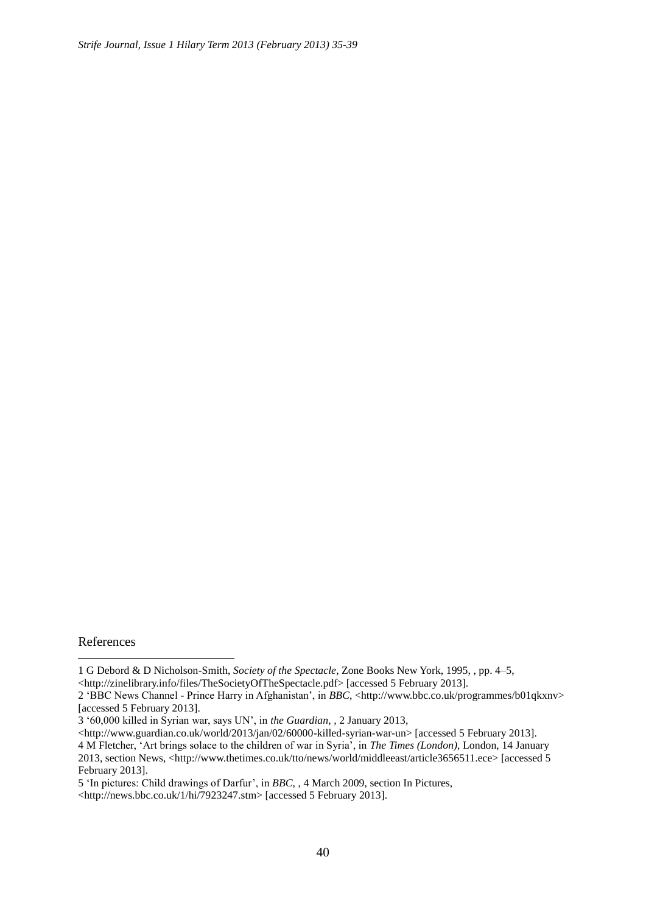References

1 G Debord & D Nicholson-Smith, *Society of the Spectacle*, Zone Books New York, 1995, , pp. 4–5, <http://zinelibrary.info/files/TheSocietyOfTheSpectacle.pdf> [accessed 5 February 2013].

2 'BBC News Channel - Prince Harry in Afghanistan', in *BBC*, <http://www.bbc.co.uk/programmes/b01qkxnv> [accessed 5 February 2013].

3 '60,000 killed in Syrian war, says UN', in *the Guardian*, , 2 January 2013, <http://www.guardian.co.uk/world/2013/jan/02/60000-killed-syrian-war-un> [accessed 5 February 2013].

4 M Fletcher, 'Art brings solace to the children of war in Syria', in *The Times (London)*, London, 14 January 2013, section News, <http://www.thetimes.co.uk/tto/news/world/middleeast/article3656511.ece> [accessed 5 February 2013].

5 'In pictures: Child drawings of Darfur', in *BBC*, , 4 March 2009, section In Pictures, <http://news.bbc.co.uk/1/hi/7923247.stm> [accessed 5 February 2013].